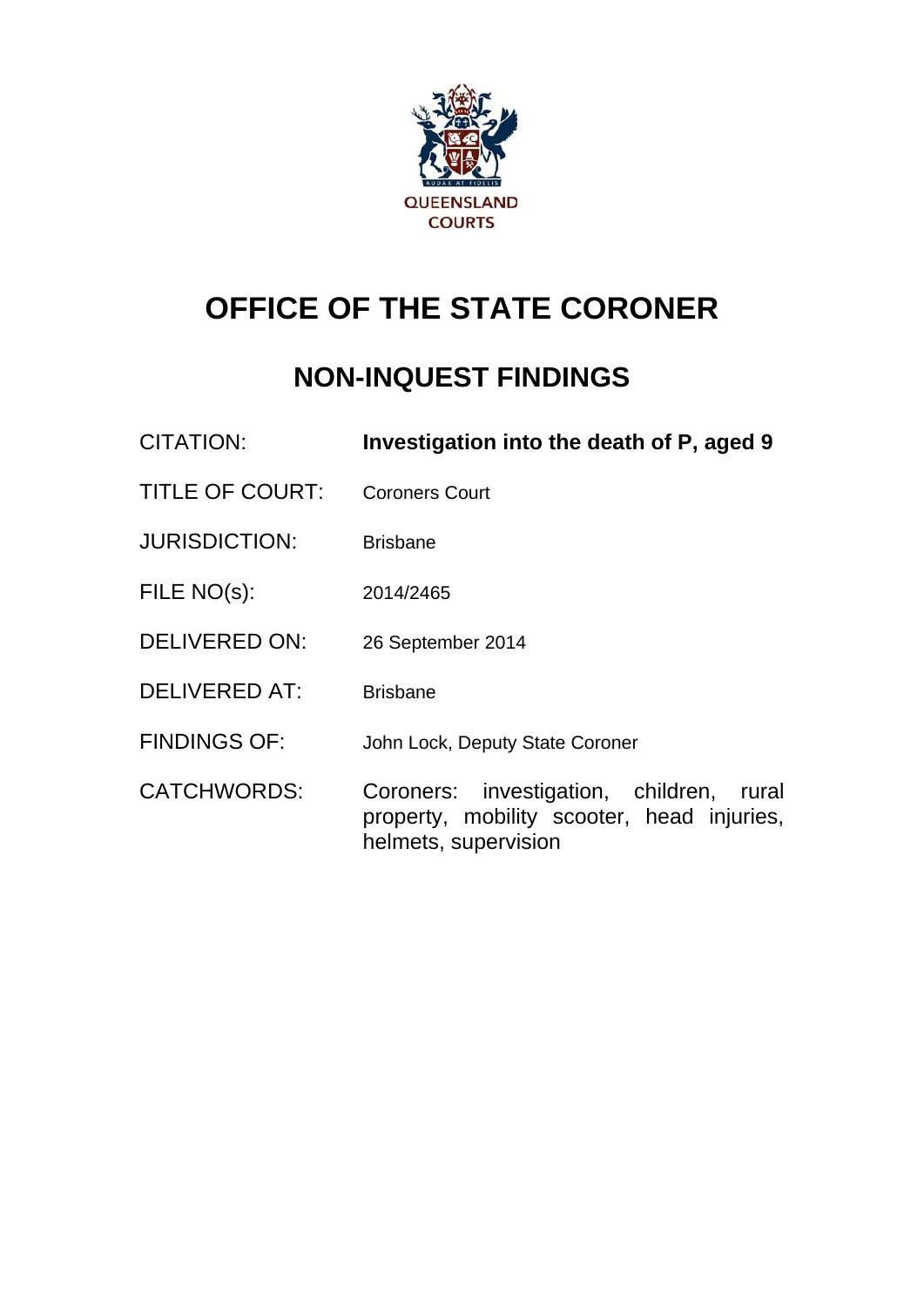QUEENSLAND COURTS

# OFFICE OF THE STATE CORONER

## NON-INQUEST FINDINGS

| | |
|---|---|
| CITATION: | **Investigation into the death of P, aged 9** |
| TITLE OF COURT: | Coroners Court |
| JURISDICTION: | Brisbane |
| FILE NO(s): | 2014/2465 |
| DELIVERED ON: | 26 September 2014 |
| DELIVERED AT: | Brisbane |
| FINDINGS OF: | John Lock, Deputy State Coroner |
| CATCHWORDS: | Coroners: investigation, children, rural property, mobility scooter, head injuries, helmets, supervision |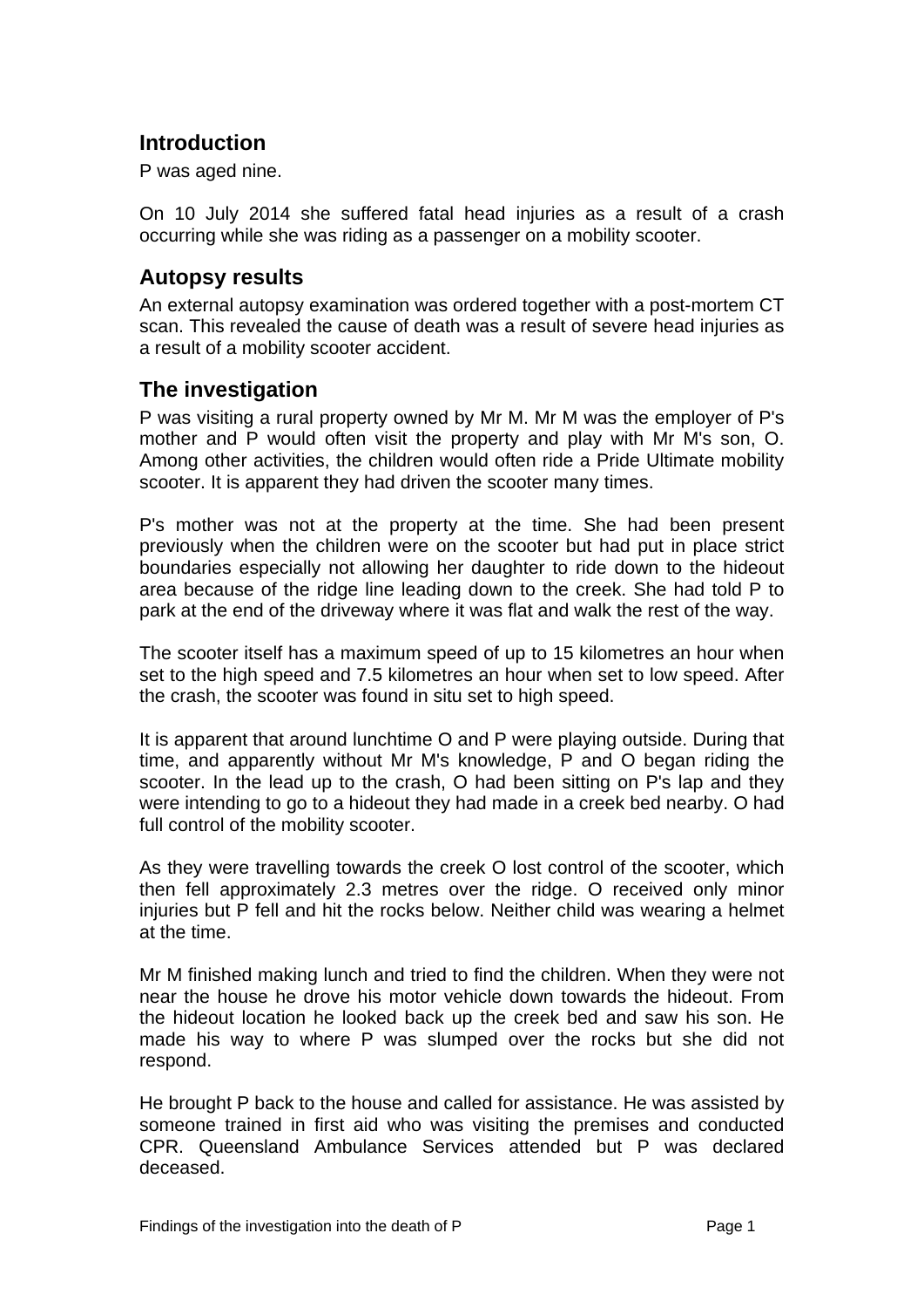## Introduction

P was aged nine.

On 10 July 2014 she suffered fatal head injuries as a result of a crash occurring while she was riding as a passenger on a mobility scooter.

## Autopsy results

An external autopsy examination was ordered together with a post-mortem CT scan. This revealed the cause of death was a result of severe head injuries as a result of a mobility scooter accident.

## The investigation

P was visiting a rural property owned by Mr M. Mr M was the employer of P's mother and P would often visit the property and play with Mr M's son, O. Among other activities, the children would often ride a Pride Ultimate mobility scooter. It is apparent they had driven the scooter many times.

P's mother was not at the property at the time. She had been present previously when the children were on the scooter but had put in place strict boundaries especially not allowing her daughter to ride down to the hideout area because of the ridge line leading down to the creek. She had told P to park at the end of the driveway where it was flat and walk the rest of the way.

The scooter itself has a maximum speed of up to 15 kilometres an hour when set to the high speed and 7.5 kilometres an hour when set to low speed. After the crash, the scooter was found in situ set to high speed.

It is apparent that around lunchtime O and P were playing outside. During that time, and apparently without Mr M's knowledge, P and O began riding the scooter. In the lead up to the crash, O had been sitting on P's lap and they were intending to go to a hideout they had made in a creek bed nearby. O had full control of the mobility scooter.

As they were travelling towards the creek O lost control of the scooter, which then fell approximately 2.3 metres over the ridge. O received only minor injuries but P fell and hit the rocks below. Neither child was wearing a helmet at the time.

Mr M finished making lunch and tried to find the children. When they were not near the house he drove his motor vehicle down towards the hideout. From the hideout location he looked back up the creek bed and saw his son. He made his way to where P was slumped over the rocks but she did not respond.

He brought P back to the house and called for assistance. He was assisted by someone trained in first aid who was visiting the premises and conducted CPR. Queensland Ambulance Services attended but P was declared deceased.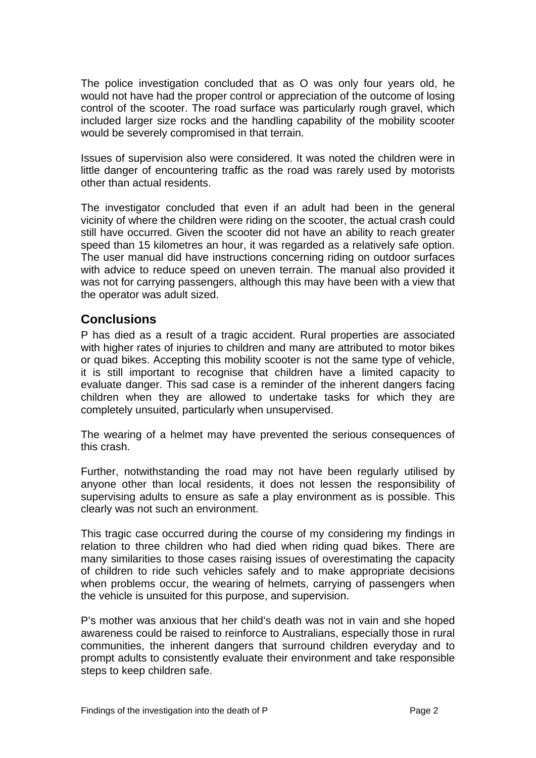The police investigation concluded that as O was only four years old, he would not have had the proper control or appreciation of the outcome of losing control of the scooter. The road surface was particularly rough gravel, which included larger size rocks and the handling capability of the mobility scooter would be severely compromised in that terrain.

Issues of supervision also were considered. It was noted the children were in little danger of encountering traffic as the road was rarely used by motorists other than actual residents.

The investigator concluded that even if an adult had been in the general vicinity of where the children were riding on the scooter, the actual crash could still have occurred. Given the scooter did not have an ability to reach greater speed than 15 kilometres an hour, it was regarded as a relatively safe option. The user manual did have instructions concerning riding on outdoor surfaces with advice to reduce speed on uneven terrain. The manual also provided it was not for carrying passengers, although this may have been with a view that the operator was adult sized.

## Conclusions

P has died as a result of a tragic accident. Rural properties are associated with higher rates of injuries to children and many are attributed to motor bikes or quad bikes. Accepting this mobility scooter is not the same type of vehicle, it is still important to recognise that children have a limited capacity to evaluate danger. This sad case is a reminder of the inherent dangers facing children when they are allowed to undertake tasks for which they are completely unsuited, particularly when unsupervised.

The wearing of a helmet may have prevented the serious consequences of this crash.

Further, notwithstanding the road may not have been regularly utilised by anyone other than local residents, it does not lessen the responsibility of supervising adults to ensure as safe a play environment as is possible. This clearly was not such an environment.

This tragic case occurred during the course of my considering my findings in relation to three children who had died when riding quad bikes. There are many similarities to those cases raising issues of overestimating the capacity of children to ride such vehicles safely and to make appropriate decisions when problems occur, the wearing of helmets, carrying of passengers when the vehicle is unsuited for this purpose, and supervision.

P's mother was anxious that her child's death was not in vain and she hoped awareness could be raised to reinforce to Australians, especially those in rural communities, the inherent dangers that surround children everyday and to prompt adults to consistently evaluate their environment and take responsible steps to keep children safe.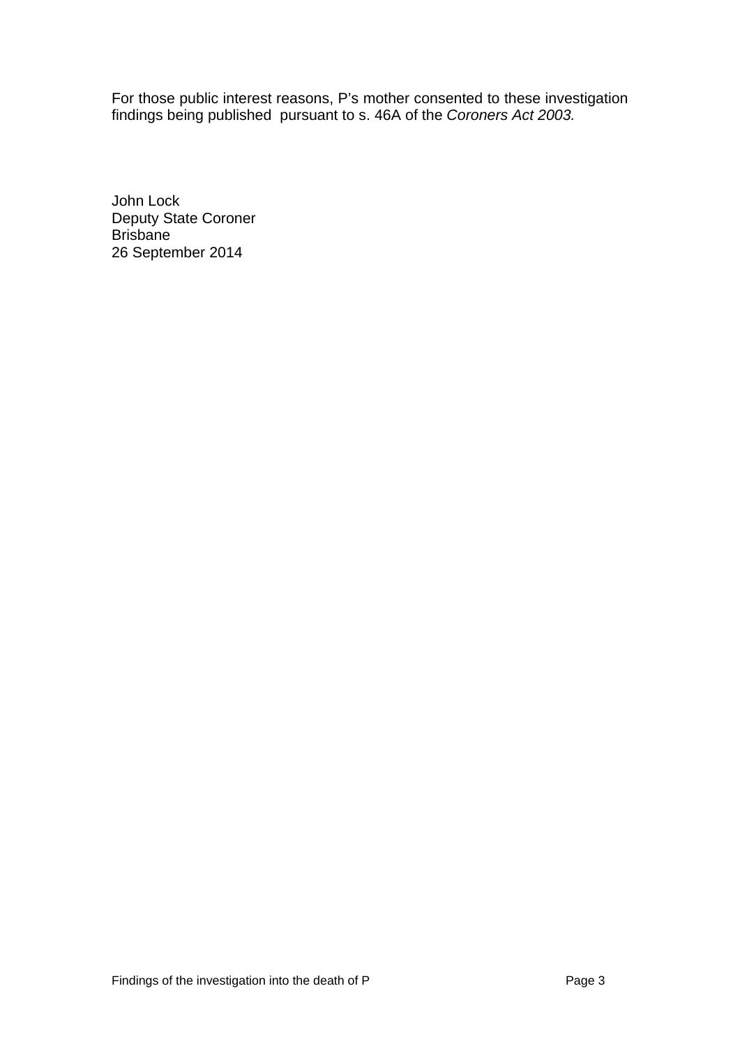For those public interest reasons, P's mother consented to these investigation findings being published pursuant to s. 46A of the *Coroners Act 2003.*

John Lock
Deputy State Coroner
Brisbane
26 September 2014